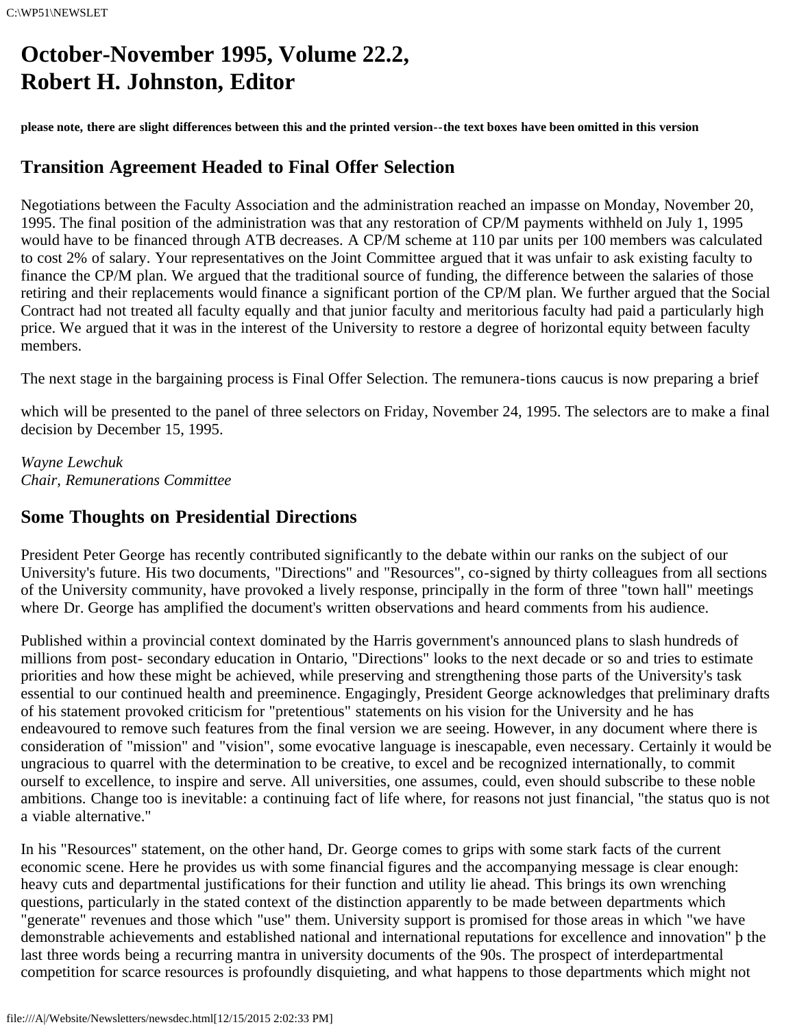# October-November 1995, Volume 22.2, Robert H. Johnston, Editor

**please note, there are slight differences between this and the printed version--the text boxes have been omitted in this version**

## Transition Agreement Headed to Final Offer Selection

Negotiations between the Faculty Association and the administration reached an impasse on Monday, November 20, 1995. The final position of the administration was that any restoration of CP/M payments withheld on July 1, 1995 would have to be financed through ATB decreases. A CP/M scheme at 110 par units per 100 members was calculated to cost 2% of salary. Your representatives on the Joint Committee argued that it was unfair to ask existing faculty to finance the CP/M plan. We argued that the traditional source of funding, the difference between the salaries of those retiring and their replacements would finance a significant portion of the CP/M plan. We further argued that the Social Contract had not treated all faculty equally and that junior faculty and meritorious faculty had paid a particularly high price. We argued that it was in the interest of the University to restore a degree of horizontal equity between faculty members.

The next stage in the bargaining process is Final Offer Selection. The remunera-tions caucus is now preparing a brief which will be presented to the panel of three selectors on Friday, November 24, 1995. The selectors are to make a final decision by December 15, 1995.

*Wayne Lewchuk*
*Chair, Remunerations Committee*

## Some Thoughts on Presidential Directions

President Peter George has recently contributed significantly to the debate within our ranks on the subject of our University's future. His two documents, "Directions" and "Resources", co-signed by thirty colleagues from all sections of the University community, have provoked a lively response, principally in the form of three "town hall" meetings where Dr. George has amplified the document's written observations and heard comments from his audience.

Published within a provincial context dominated by the Harris government's announced plans to slash hundreds of millions from post- secondary education in Ontario, "Directions" looks to the next decade or so and tries to estimate priorities and how these might be achieved, while preserving and strengthening those parts of the University's task essential to our continued health and preeminence. Engagingly, President George acknowledges that preliminary drafts of his statement provoked criticism for "pretentious" statements on his vision for the University and he has endeavoured to remove such features from the final version we are seeing. However, in any document where there is consideration of "mission" and "vision", some evocative language is inescapable, even necessary. Certainly it would be ungracious to quarrel with the determination to be creative, to excel and be recognized internationally, to commit ourself to excellence, to inspire and serve. All universities, one assumes, could, even should subscribe to these noble ambitions. Change too is inevitable: a continuing fact of life where, for reasons not just financial, "the status quo is not a viable alternative."

In his "Resources" statement, on the other hand, Dr. George comes to grips with some stark facts of the current economic scene. Here he provides us with some financial figures and the accompanying message is clear enough: heavy cuts and departmental justifications for their function and utility lie ahead. This brings its own wrenching questions, particularly in the stated context of the distinction apparently to be made between departments which "generate" revenues and those which "use" them. University support is promised for those areas in which "we have demonstrable achievements and established national and international reputations for excellence and innovation" þ the last three words being a recurring mantra in university documents of the 90s. The prospect of interdepartmental competition for scarce resources is profoundly disquieting, and what happens to those departments which might not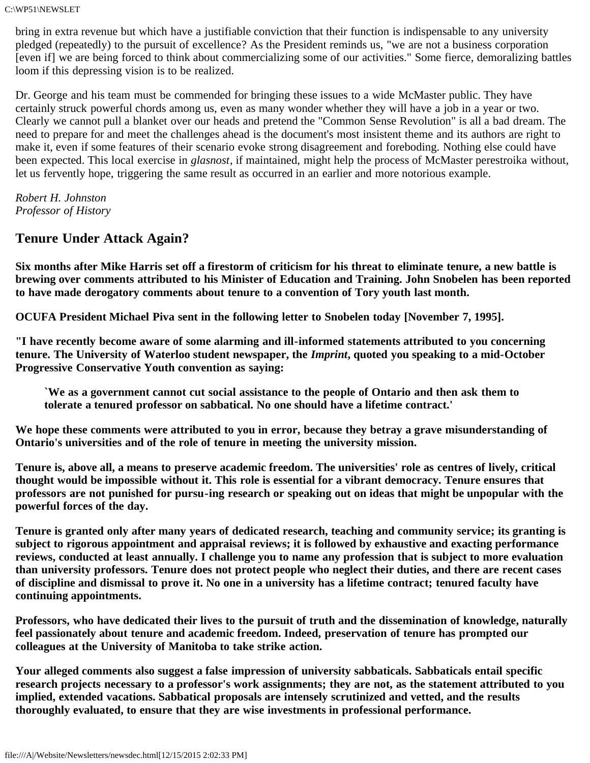bring in extra revenue but which have a justifiable conviction that their function is indispensable to any university pledged (repeatedly) to the pursuit of excellence? As the President reminds us, "we are not a business corporation [even if] we are being forced to think about commercializing some of our activities." Some fierce, demoralizing battles loom if this depressing vision is to be realized.

Dr. George and his team must be commended for bringing these issues to a wide McMaster public. They have certainly struck powerful chords among us, even as many wonder whether they will have a job in a year or two. Clearly we cannot pull a blanket over our heads and pretend the "Common Sense Revolution" is all a bad dream. The need to prepare for and meet the challenges ahead is the document's most insistent theme and its authors are right to make it, even if some features of their scenario evoke strong disagreement and foreboding. Nothing else could have been expected. This local exercise in *glasnost*, if maintained, might help the process of McMaster perestroika without, let us fervently hope, triggering the same result as occurred in an earlier and more notorious example.

*Robert H. Johnston*
*Professor of History*

## Tenure Under Attack Again?

**Six months after Mike Harris set off a firestorm of criticism for his threat to eliminate tenure, a new battle is brewing over comments attributed to his Minister of Education and Training. John Snobelen has been reported to have made derogatory comments about tenure to a convention of Tory youth last month.**

**OCUFA President Michael Piva sent in the following letter to Snobelen today [November 7, 1995].**

**"I have recently become aware of some alarming and ill-informed statements attributed to you concerning tenure. The University of Waterloo student newspaper, the *Imprint*, quoted you speaking to a mid-October Progressive Conservative Youth convention as saying:**

> **`We as a government cannot cut social assistance to the people of Ontario and then ask them to tolerate a tenured professor on sabbatical. No one should have a lifetime contract.'**

**We hope these comments were attributed to you in error, because they betray a grave misunderstanding of Ontario's universities and of the role of tenure in meeting the university mission.**

**Tenure is, above all, a means to preserve academic freedom. The universities' role as centres of lively, critical thought would be impossible without it. This role is essential for a vibrant democracy. Tenure ensures that professors are not punished for pursu-ing research or speaking out on ideas that might be unpopular with the powerful forces of the day.**

**Tenure is granted only after many years of dedicated research, teaching and community service; its granting is subject to rigorous appointment and appraisal reviews; it is followed by exhaustive and exacting performance reviews, conducted at least annually. I challenge you to name any profession that is subject to more evaluation than university professors. Tenure does not protect people who neglect their duties, and there are recent cases of discipline and dismissal to prove it. No one in a university has a lifetime contract; tenured faculty have continuing appointments.**

**Professors, who have dedicated their lives to the pursuit of truth and the dissemination of knowledge, naturally feel passionately about tenure and academic freedom. Indeed, preservation of tenure has prompted our colleagues at the University of Manitoba to take strike action.**

**Your alleged comments also suggest a false impression of university sabbaticals. Sabbaticals entail specific research projects necessary to a professor's work assignments; they are not, as the statement attributed to you implied, extended vacations. Sabbatical proposals are intensely scrutinized and vetted, and the results thoroughly evaluated, to ensure that they are wise investments in professional performance.**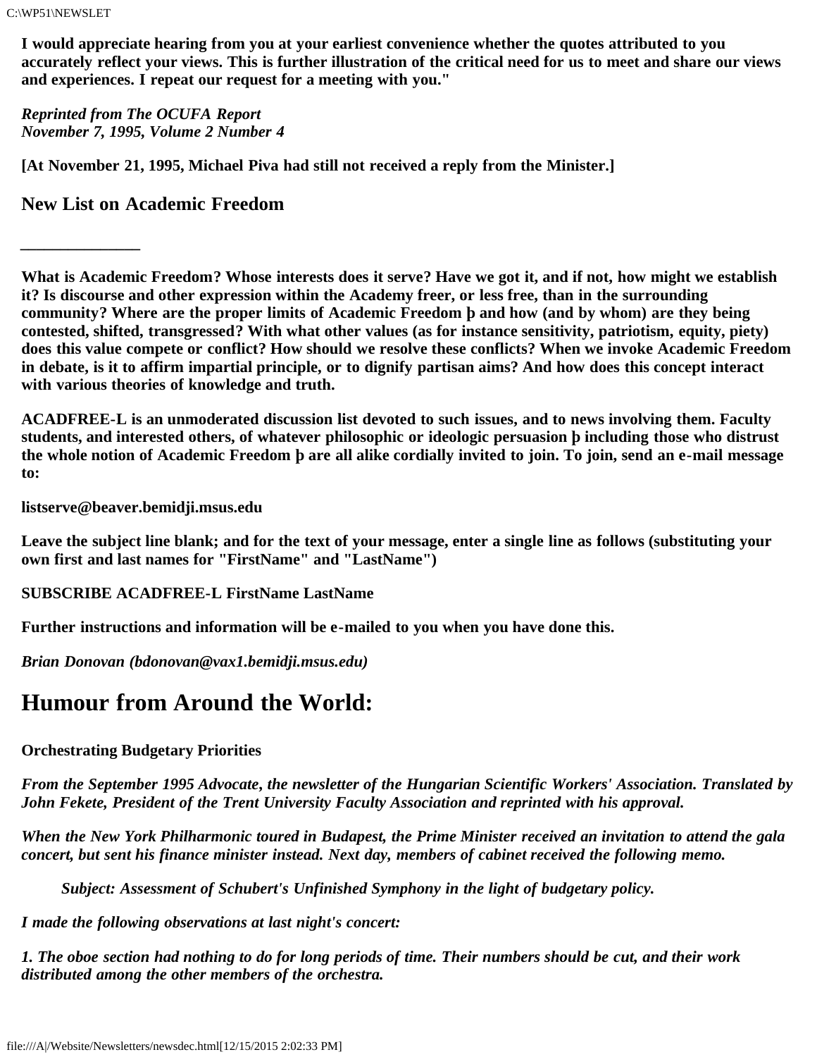**I would appreciate hearing from you at your earliest convenience whether the quotes attributed to you accurately reflect your views. This is further illustration of the critical need for us to meet and share our views and experiences. I repeat our request for a meeting with you."**

***Reprinted from The OCUFA Report***
***November 7, 1995, Volume 2 Number 4***

**[At November 21, 1995, Michael Piva had still not received a reply from the Minister.]**

## New List on Academic Freedom

---

**What is Academic Freedom? Whose interests does it serve? Have we got it, and if not, how might we establish it? Is discourse and other expression within the Academy freer, or less free, than in the surrounding community? Where are the proper limits of Academic Freedom þ and how (and by whom) are they being contested, shifted, transgressed? With what other values (as for instance sensitivity, patriotism, equity, piety) does this value compete or conflict? How should we resolve these conflicts? When we invoke Academic Freedom in debate, is it to affirm impartial principle, or to dignify partisan aims? And how does this concept interact with various theories of knowledge and truth.**

**ACADFREE-L is an unmoderated discussion list devoted to such issues, and to news involving them. Faculty students, and interested others, of whatever philosophic or ideologic persuasion þ including those who distrust the whole notion of Academic Freedom þ are all alike cordially invited to join. To join, send an e-mail message to:**

**listserve@beaver.bemidji.msus.edu**

**Leave the subject line blank; and for the text of your message, enter a single line as follows (substituting your own first and last names for "FirstName" and "LastName")**

**SUBSCRIBE ACADFREE-L FirstName LastName**

**Further instructions and information will be e-mailed to you when you have done this.**

***Brian Donovan (bdonovan@vax1.bemidji.msus.edu)***

# Humour from Around the World:

**Orchestrating Budgetary Priorities**

***From the September 1995 Advocate, the newsletter of the Hungarian Scientific Workers' Association. Translated by John Fekete, President of the Trent University Faculty Association and reprinted with his approval.***

***When the New York Philharmonic toured in Budapest, the Prime Minister received an invitation to attend the gala concert, but sent his finance minister instead. Next day, members of cabinet received the following memo.***

> ***Subject: Assessment of Schubert's Unfinished Symphony in the light of budgetary policy.***

***I made the following observations at last night's concert:***

***1. The oboe section had nothing to do for long periods of time. Their numbers should be cut, and their work distributed among the other members of the orchestra.***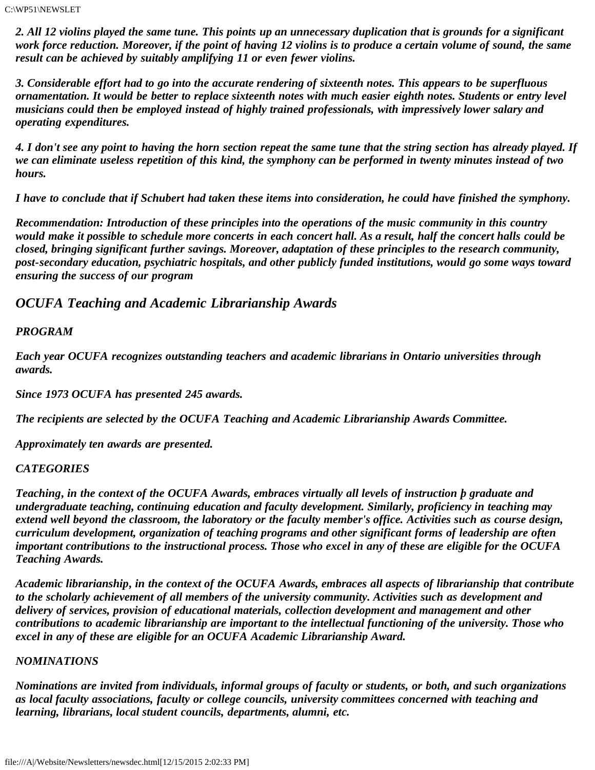*2. All 12 violins played the same tune. This points up an unnecessary duplication that is grounds for a significant work force reduction. Moreover, if the point of having 12 violins is to produce a certain volume of sound, the same result can be achieved by suitably amplifying 11 or even fewer violins.*

*3. Considerable effort had to go into the accurate rendering of sixteenth notes. This appears to be superfluous ornamentation. It would be better to replace sixteenth notes with much easier eighth notes. Students or entry level musicians could then be employed instead of highly trained professionals, with impressively lower salary and operating expenditures.*

*4. I don't see any point to having the horn section repeat the same tune that the string section has already played. If we can eliminate useless repetition of this kind, the symphony can be performed in twenty minutes instead of two hours.*

*I have to conclude that if Schubert had taken these items into consideration, he could have finished the symphony.*

*Recommendation: Introduction of these principles into the operations of the music community in this country would make it possible to schedule more concerts in each concert hall. As a result, half the concert halls could be closed, bringing significant further savings. Moreover, adaptation of these principles to the research community, post-secondary education, psychiatric hospitals, and other publicly funded institutions, would go some ways toward ensuring the success of our program*

## *OCUFA Teaching and Academic Librarianship Awards*

*PROGRAM*

*Each year OCUFA recognizes outstanding teachers and academic librarians in Ontario universities through awards.*

*Since 1973 OCUFA has presented 245 awards.*

*The recipients are selected by the OCUFA Teaching and Academic Librarianship Awards Committee.*

*Approximately ten awards are presented.*

*CATEGORIES*

*Teaching, in the context of the OCUFA Awards, embraces virtually all levels of instruction þ graduate and undergraduate teaching, continuing education and faculty development. Similarly, proficiency in teaching may extend well beyond the classroom, the laboratory or the faculty member's office. Activities such as course design, curriculum development, organization of teaching programs and other significant forms of leadership are often important contributions to the instructional process. Those who excel in any of these are eligible for the OCUFA Teaching Awards.*

*Academic librarianship, in the context of the OCUFA Awards, embraces all aspects of librarianship that contribute to the scholarly achievement of all members of the university community. Activities such as development and delivery of services, provision of educational materials, collection development and management and other contributions to academic librarianship are important to the intellectual functioning of the university. Those who excel in any of these are eligible for an OCUFA Academic Librarianship Award.*

*NOMINATIONS*

*Nominations are invited from individuals, informal groups of faculty or students, or both, and such organizations as local faculty associations, faculty or college councils, university committees concerned with teaching and learning, librarians, local student councils, departments, alumni, etc.*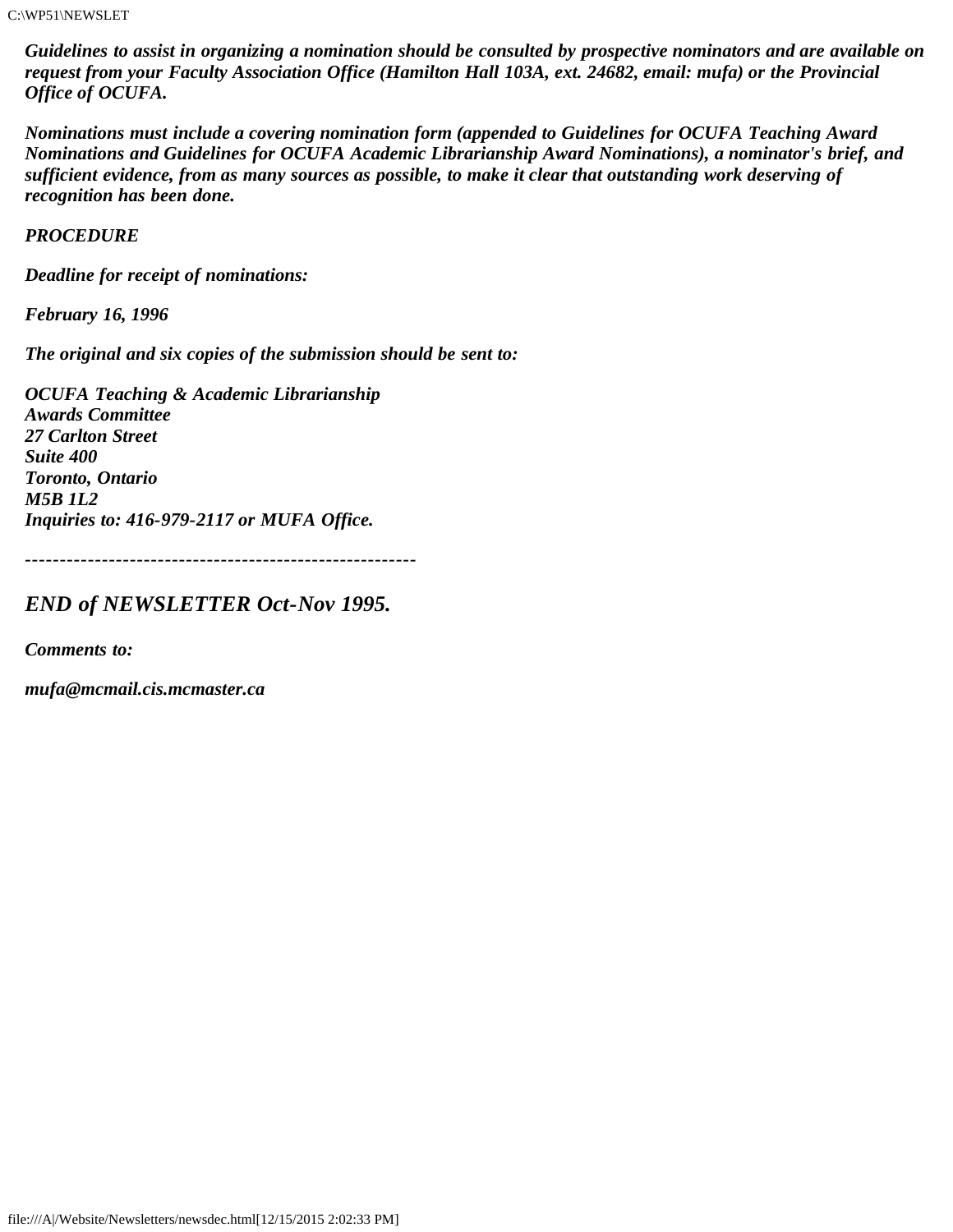*Guidelines to assist in organizing a nomination should be consulted by prospective nominators and are available on request from your Faculty Association Office (Hamilton Hall 103A, ext. 24682, email: mufa) or the Provincial Office of OCUFA.*

*Nominations must include a covering nomination form (appended to Guidelines for OCUFA Teaching Award Nominations and Guidelines for OCUFA Academic Librarianship Award Nominations), a nominator's brief, and sufficient evidence, from as many sources as possible, to make it clear that outstanding work deserving of recognition has been done.*

*PROCEDURE*

*Deadline for receipt of nominations:*

*February 16, 1996*

*The original and six copies of the submission should be sent to:*

*OCUFA Teaching & Academic Librarianship*
*Awards Committee*
*27 Carlton Street*
*Suite 400*
*Toronto, Ontario*
*M5B 1L2*
*Inquiries to: 416-979-2117 or MUFA Office.*

*-------------------------------------------------------*

## *END of NEWSLETTER Oct-Nov 1995.*

*Comments to:*

*mufa@mcmail.cis.mcmaster.ca*